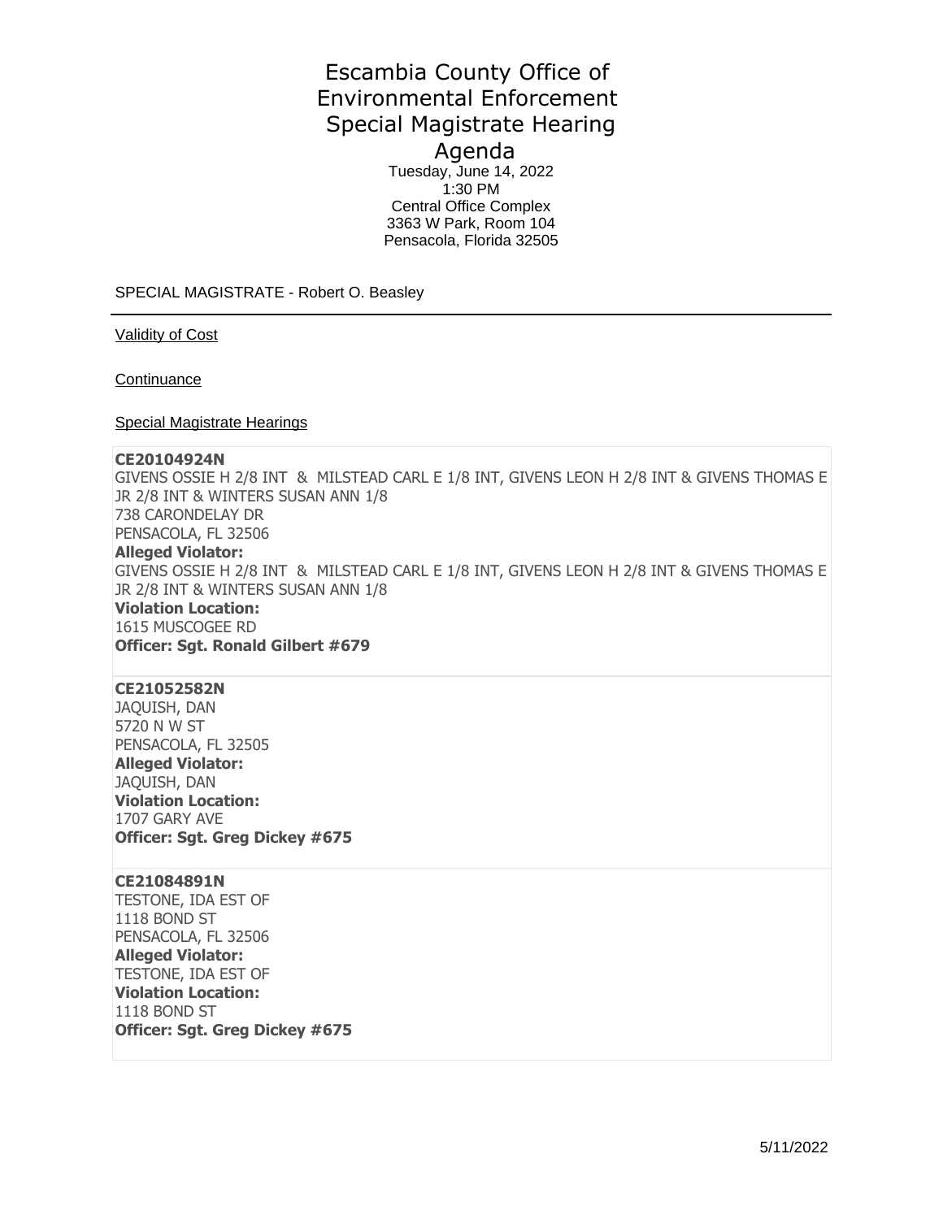# Escambia County Office of Environmental Enforcement Special Magistrate Hearing Agenda

Tuesday, June 14, 2022
1:30 PM
Central Office Complex
3363 W Park, Room 104
Pensacola, Florida 32505

SPECIAL MAGISTRATE - Robert O. Beasley

---

Validity of Cost

Continuance

Special Magistrate Hearings

**CE20104924N**
GIVENS OSSIE H 2/8 INT & MILSTEAD CARL E 1/8 INT, GIVENS LEON H 2/8 INT & GIVENS THOMAS E JR 2/8 INT & WINTERS SUSAN ANN 1/8
738 CARONDELAY DR
PENSACOLA, FL 32506
**Alleged Violator:**
GIVENS OSSIE H 2/8 INT & MILSTEAD CARL E 1/8 INT, GIVENS LEON H 2/8 INT & GIVENS THOMAS E JR 2/8 INT & WINTERS SUSAN ANN 1/8
**Violation Location:**
1615 MUSCOGEE RD
**Officer: Sgt. Ronald Gilbert #679**

**CE21052582N**
JAQUISH, DAN
5720 N W ST
PENSACOLA, FL 32505
**Alleged Violator:**
JAQUISH, DAN
**Violation Location:**
1707 GARY AVE
**Officer: Sgt. Greg Dickey #675**

**CE21084891N**
TESTONE, IDA EST OF
1118 BOND ST
PENSACOLA, FL 32506
**Alleged Violator:**
TESTONE, IDA EST OF
**Violation Location:**
1118 BOND ST
**Officer: Sgt. Greg Dickey #675**

5/11/2022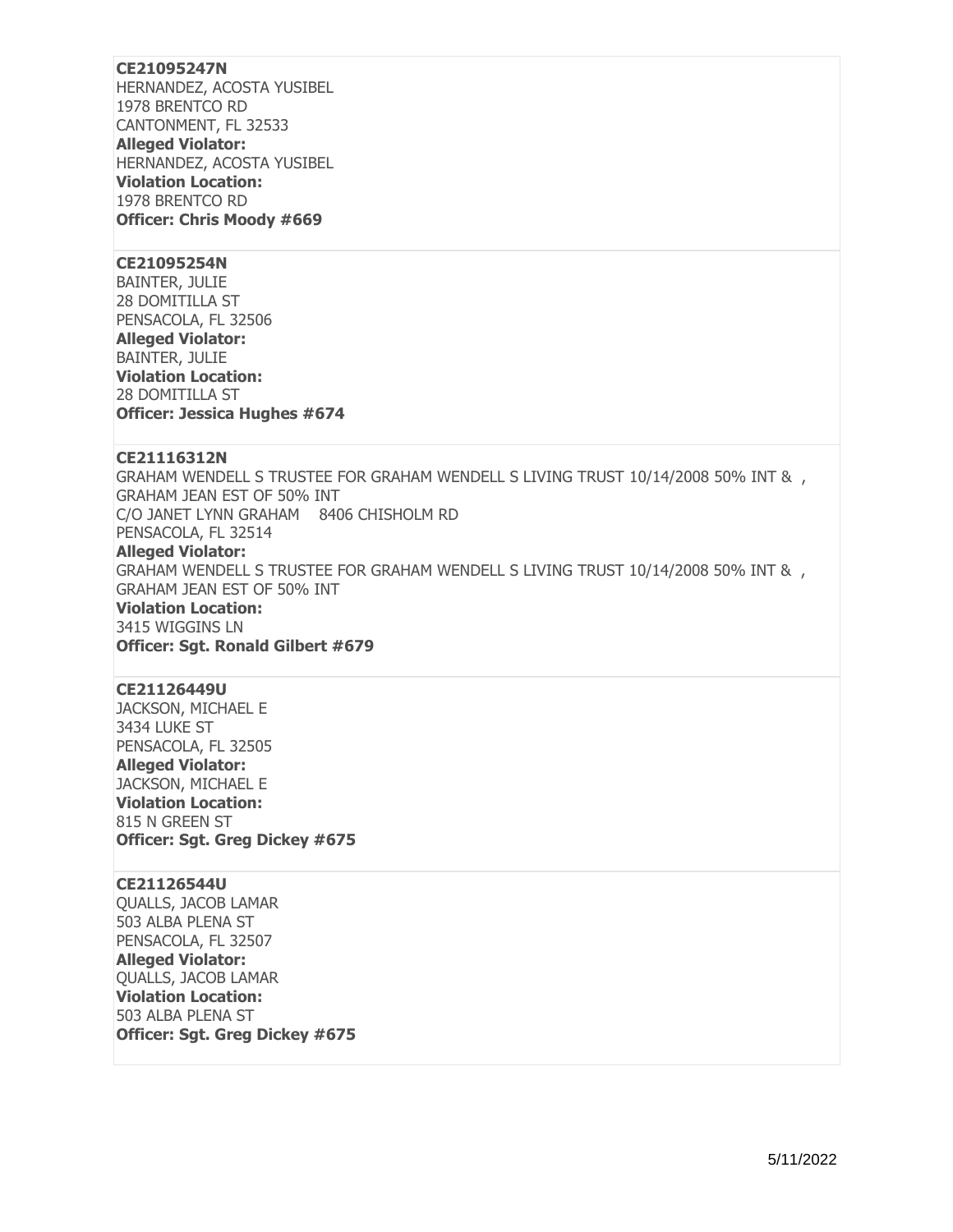**CE21095247N**
HERNANDEZ, ACOSTA YUSIBEL
1978 BRENTCO RD
CANTONMENT, FL 32533
**Alleged Violator:**
HERNANDEZ, ACOSTA YUSIBEL
**Violation Location:**
1978 BRENTCO RD
**Officer: Chris Moody #669**

---

**CE21095254N**
BAINTER, JULIE
28 DOMITILLA ST
PENSACOLA, FL 32506
**Alleged Violator:**
BAINTER, JULIE
**Violation Location:**
28 DOMITILLA ST
**Officer: Jessica Hughes #674**

---

**CE21116312N**
GRAHAM WENDELL S TRUSTEE FOR GRAHAM WENDELL S LIVING TRUST 10/14/2008 50% INT & , GRAHAM JEAN EST OF 50% INT
C/O JANET LYNN GRAHAM 8406 CHISHOLM RD
PENSACOLA, FL 32514
**Alleged Violator:**
GRAHAM WENDELL S TRUSTEE FOR GRAHAM WENDELL S LIVING TRUST 10/14/2008 50% INT & , GRAHAM JEAN EST OF 50% INT
**Violation Location:**
3415 WIGGINS LN
**Officer: Sgt. Ronald Gilbert #679**

---

**CE21126449U**
JACKSON, MICHAEL E
3434 LUKE ST
PENSACOLA, FL 32505
**Alleged Violator:**
JACKSON, MICHAEL E
**Violation Location:**
815 N GREEN ST
**Officer: Sgt. Greg Dickey #675**

---

**CE21126544U**
QUALLS, JACOB LAMAR
503 ALBA PLENA ST
PENSACOLA, FL 32507
**Alleged Violator:**
QUALLS, JACOB LAMAR
**Violation Location:**
503 ALBA PLENA ST
**Officer: Sgt. Greg Dickey #675**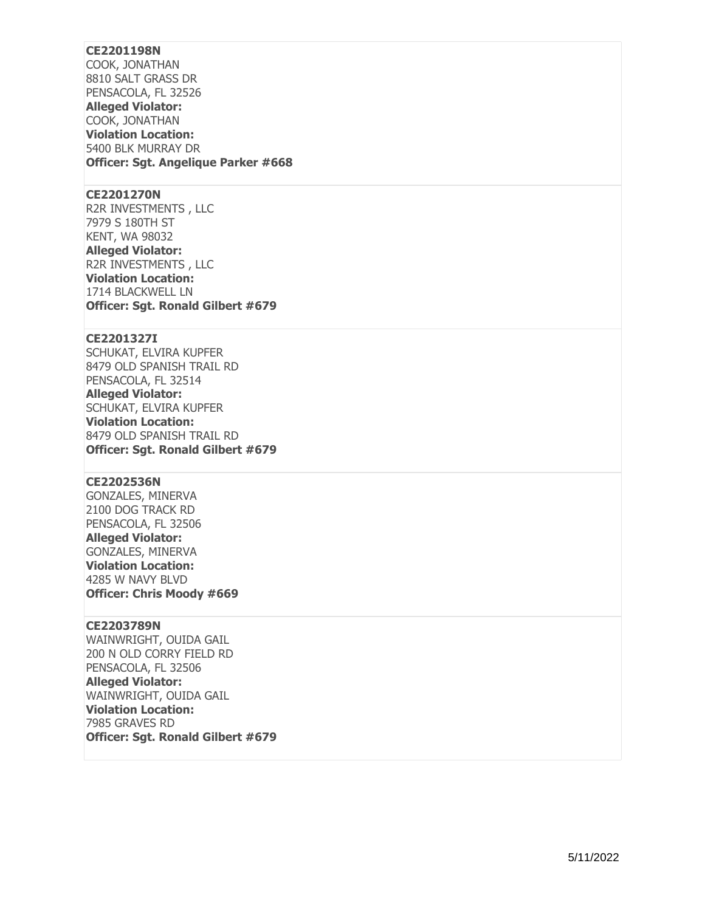**CE2201198N**
COOK, JONATHAN
8810 SALT GRASS DR
PENSACOLA, FL 32526
**Alleged Violator:**
COOK, JONATHAN
**Violation Location:**
5400 BLK MURRAY DR
**Officer: Sgt. Angelique Parker #668**

---

**CE2201270N**
R2R INVESTMENTS , LLC
7979 S 180TH ST
KENT, WA 98032
**Alleged Violator:**
R2R INVESTMENTS , LLC
**Violation Location:**
1714 BLACKWELL LN
**Officer: Sgt. Ronald Gilbert #679**

---

**CE2201327I**
SCHUKAT, ELVIRA KUPFER
8479 OLD SPANISH TRAIL RD
PENSACOLA, FL 32514
**Alleged Violator:**
SCHUKAT, ELVIRA KUPFER
**Violation Location:**
8479 OLD SPANISH TRAIL RD
**Officer: Sgt. Ronald Gilbert #679**

---

**CE2202536N**
GONZALES, MINERVA
2100 DOG TRACK RD
PENSACOLA, FL 32506
**Alleged Violator:**
GONZALES, MINERVA
**Violation Location:**
4285 W NAVY BLVD
**Officer: Chris Moody #669**

---

**CE2203789N**
WAINWRIGHT, OUIDA GAIL
200 N OLD CORRY FIELD RD
PENSACOLA, FL 32506
**Alleged Violator:**
WAINWRIGHT, OUIDA GAIL
**Violation Location:**
7985 GRAVES RD
**Officer: Sgt. Ronald Gilbert #679**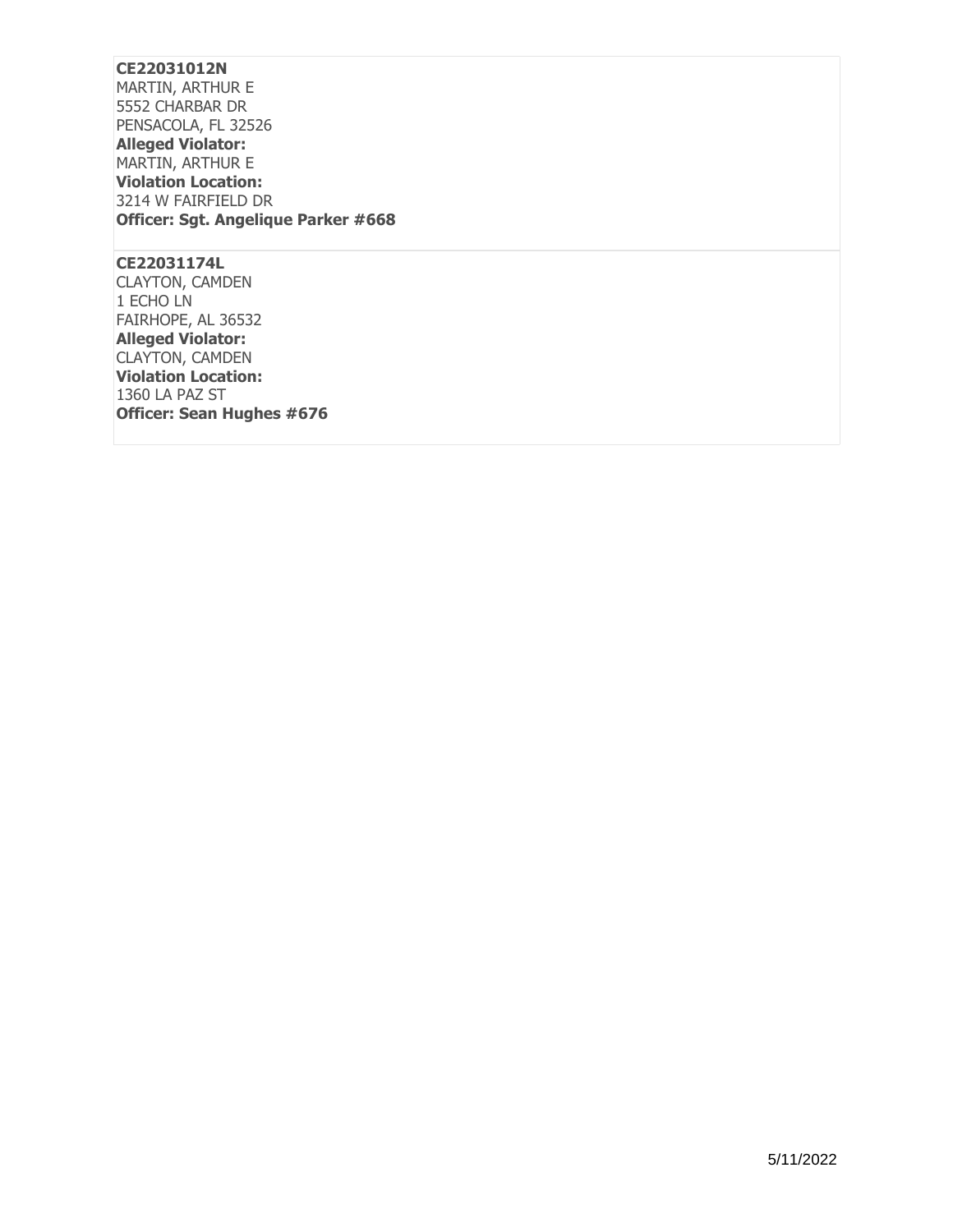**CE22031012N**
MARTIN, ARTHUR E
5552 CHARBAR DR
PENSACOLA, FL 32526
**Alleged Violator:**
MARTIN, ARTHUR E
**Violation Location:**
3214 W FAIRFIELD DR
**Officer: Sgt. Angelique Parker #668**

**CE22031174L**
CLAYTON, CAMDEN
1 ECHO LN
FAIRHOPE, AL 36532
**Alleged Violator:**
CLAYTON, CAMDEN
**Violation Location:**
1360 LA PAZ ST
**Officer: Sean Hughes #676**